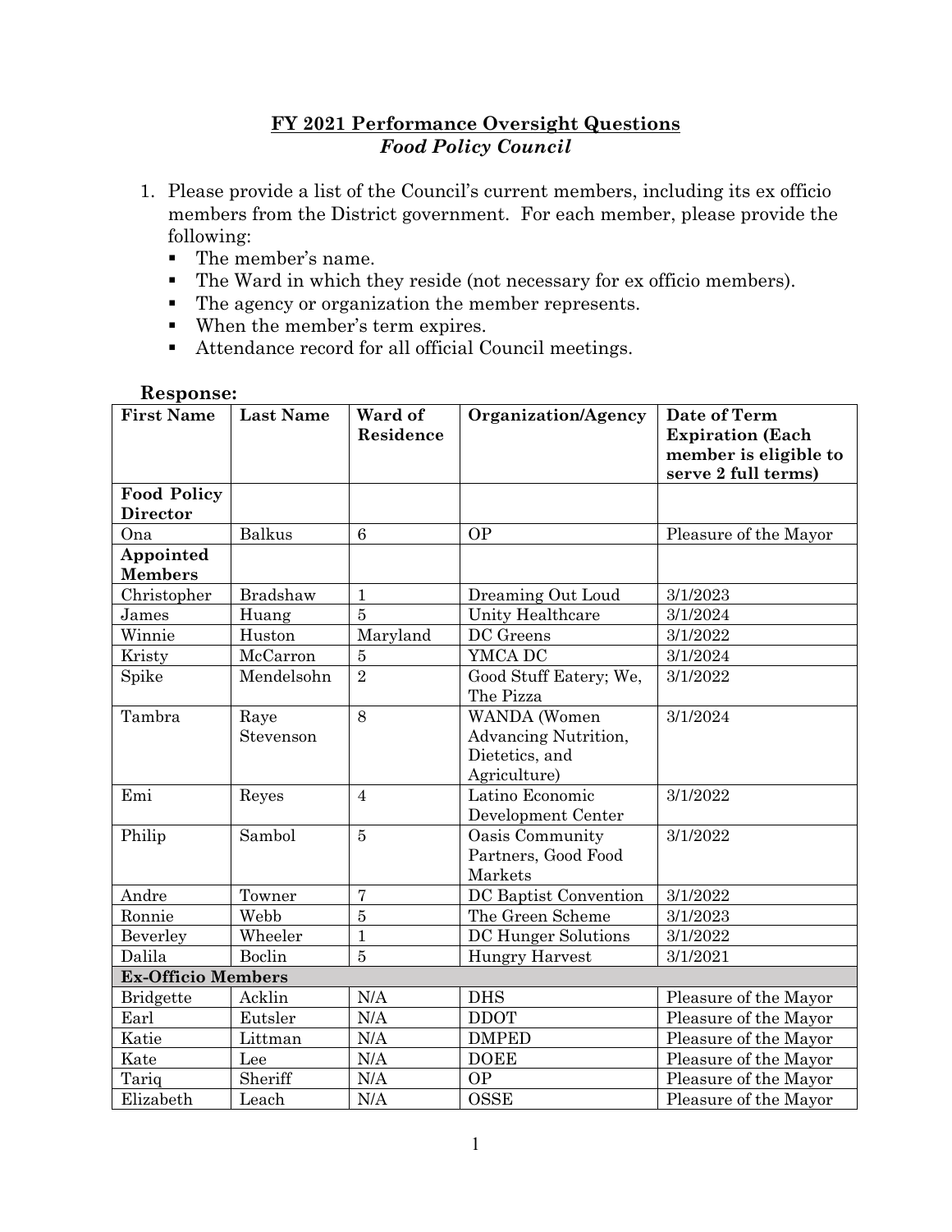# FY 2021 Performance Oversight Questions

## *Food Policy Council*

1. Please provide a list of the Council's current members, including its ex officio members from the District government. For each member, please provide the following:
   - The member's name.
   - The Ward in which they reside (not necessary for ex officio members).
   - The agency or organization the member represents.
   - When the member's term expires.
   - Attendance record for all official Council meetings.

**Response:**

| First Name | Last Name | Ward of Residence | Organization/Agency | Date of Term Expiration (Each member is eligible to serve 2 full terms) |
|---|---|---|---|---|
| **Food Policy Director** | | | | |
| Ona | Balkus | 6 | OP | Pleasure of the Mayor |
| **Appointed Members** | | | | |
| Christopher | Bradshaw | 1 | Dreaming Out Loud | 3/1/2023 |
| James | Huang | 5 | Unity Healthcare | 3/1/2024 |
| Winnie | Huston | Maryland | DC Greens | 3/1/2022 |
| Kristy | McCarron | 5 | YMCA DC | 3/1/2024 |
| Spike | Mendelsohn | 2 | Good Stuff Eatery; We, The Pizza | 3/1/2022 |
| Tambra | Raye Stevenson | 8 | WANDA (Women Advancing Nutrition, Dietetics, and Agriculture) | 3/1/2024 |
| Emi | Reyes | 4 | Latino Economic Development Center | 3/1/2022 |
| Philip | Sambol | 5 | Oasis Community Partners, Good Food Markets | 3/1/2022 |
| Andre | Towner | 7 | DC Baptist Convention | 3/1/2022 |
| Ronnie | Webb | 5 | The Green Scheme | 3/1/2023 |
| Beverley | Wheeler | 1 | DC Hunger Solutions | 3/1/2022 |
| Dalila | Boclin | 5 | Hungry Harvest | 3/1/2021 |
| **Ex-Officio Members** | | | | |
| Bridgette | Acklin | N/A | DHS | Pleasure of the Mayor |
| Earl | Eutsler | N/A | DDOT | Pleasure of the Mayor |
| Katie | Littman | N/A | DMPED | Pleasure of the Mayor |
| Kate | Lee | N/A | DOEE | Pleasure of the Mayor |
| Tariq | Sheriff | N/A | OP | Pleasure of the Mayor |
| Elizabeth | Leach | N/A | OSSE | Pleasure of the Mayor |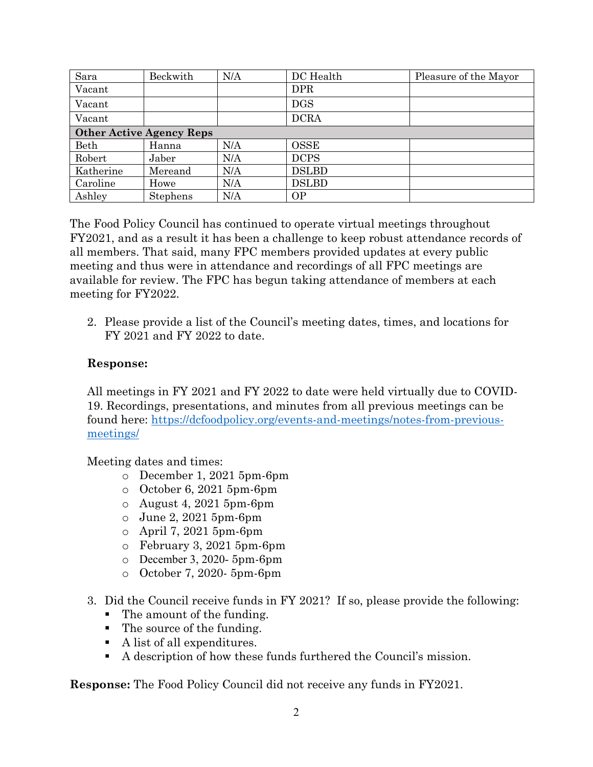| Sara | Beckwith | N/A | DC Health | Pleasure of the Mayor |
|---|---|---|---|---|
| Vacant | | | DPR | |
| Vacant | | | DGS | |
| Vacant | | | DCRA | |
| **Other Active Agency Reps** | | | | |
| Beth | Hanna | N/A | OSSE | |
| Robert | Jaber | N/A | DCPS | |
| Katherine | Mereand | N/A | DSLBD | |
| Caroline | Howe | N/A | DSLBD | |
| Ashley | Stephens | N/A | OP | |

The Food Policy Council has continued to operate virtual meetings throughout FY2021, and as a result it has been a challenge to keep robust attendance records of all members. That said, many FPC members provided updates at every public meeting and thus were in attendance and recordings of all FPC meetings are available for review. The FPC has begun taking attendance of members at each meeting for FY2022.

2. Please provide a list of the Council's meeting dates, times, and locations for FY 2021 and FY 2022 to date.

**Response:**

All meetings in FY 2021 and FY 2022 to date were held virtually due to COVID-19. Recordings, presentations, and minutes from all previous meetings can be found here: https://dcfoodpolicy.org/events-and-meetings/notes-from-previous-meetings/

Meeting dates and times:

- December 1, 2021 5pm-6pm
- October 6, 2021 5pm-6pm
- August 4, 2021 5pm-6pm
- June 2, 2021 5pm-6pm
- April 7, 2021 5pm-6pm
- February 3, 2021 5pm-6pm
- December 3, 2020- 5pm-6pm
- October 7, 2020- 5pm-6pm

3. Did the Council receive funds in FY 2021? If so, please provide the following:
   - The amount of the funding.
   - The source of the funding.
   - A list of all expenditures.
   - A description of how these funds furthered the Council's mission.

**Response:** The Food Policy Council did not receive any funds in FY2021.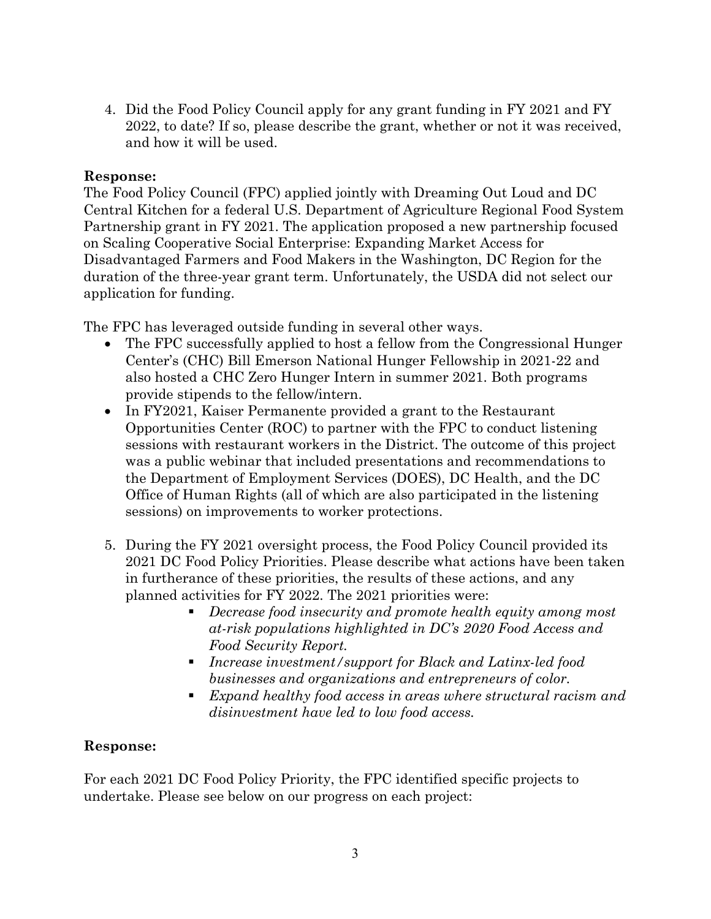4. Did the Food Policy Council apply for any grant funding in FY 2021 and FY 2022, to date? If so, please describe the grant, whether or not it was received, and how it will be used.

**Response:**
The Food Policy Council (FPC) applied jointly with Dreaming Out Loud and DC Central Kitchen for a federal U.S. Department of Agriculture Regional Food System Partnership grant in FY 2021. The application proposed a new partnership focused on Scaling Cooperative Social Enterprise: Expanding Market Access for Disadvantaged Farmers and Food Makers in the Washington, DC Region for the duration of the three-year grant term. Unfortunately, the USDA did not select our application for funding.

The FPC has leveraged outside funding in several other ways.

- The FPC successfully applied to host a fellow from the Congressional Hunger Center's (CHC) Bill Emerson National Hunger Fellowship in 2021-22 and also hosted a CHC Zero Hunger Intern in summer 2021. Both programs provide stipends to the fellow/intern.
- In FY2021, Kaiser Permanente provided a grant to the Restaurant Opportunities Center (ROC) to partner with the FPC to conduct listening sessions with restaurant workers in the District. The outcome of this project was a public webinar that included presentations and recommendations to the Department of Employment Services (DOES), DC Health, and the DC Office of Human Rights (all of which are also participated in the listening sessions) on improvements to worker protections.

5. During the FY 2021 oversight process, the Food Policy Council provided its 2021 DC Food Policy Priorities. Please describe what actions have been taken in furtherance of these priorities, the results of these actions, and any planned activities for FY 2022. The 2021 priorities were:
   - *Decrease food insecurity and promote health equity among most at-risk populations highlighted in DC's 2020 Food Access and Food Security Report.*
   - *Increase investment/support for Black and Latinx-led food businesses and organizations and entrepreneurs of color.*
   - *Expand healthy food access in areas where structural racism and disinvestment have led to low food access.*

**Response:**

For each 2021 DC Food Policy Priority, the FPC identified specific projects to undertake. Please see below on our progress on each project: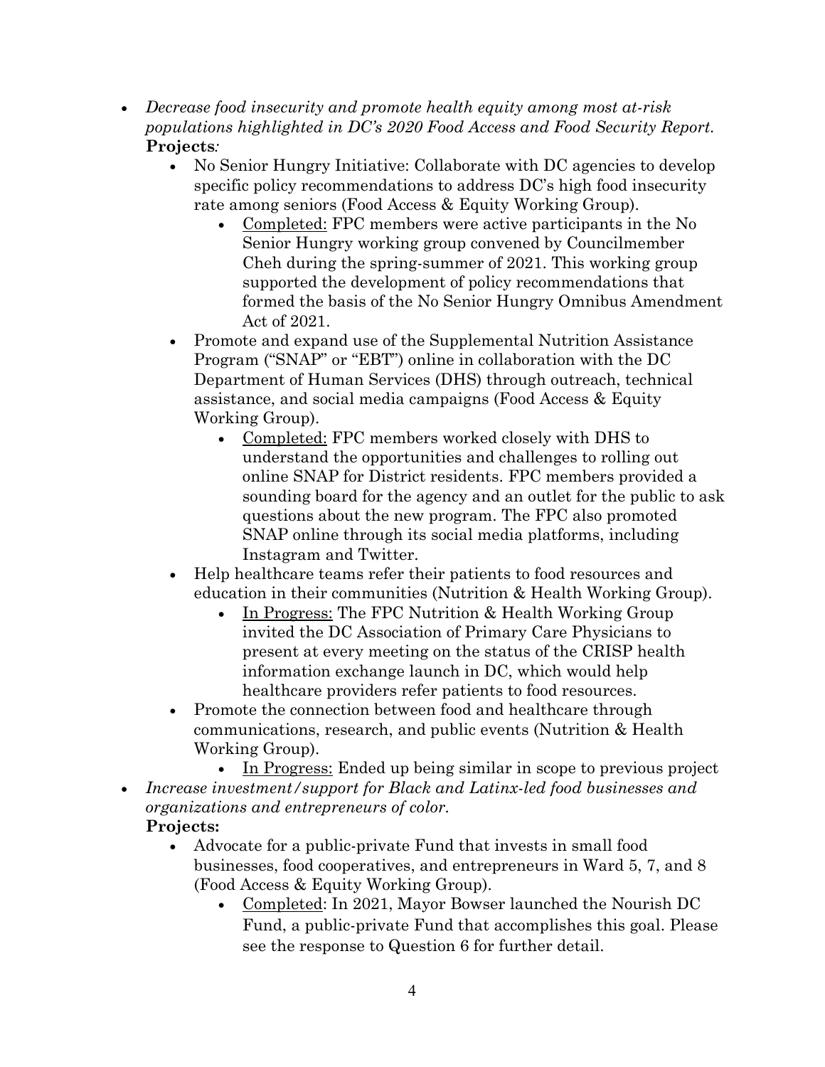- *Decrease food insecurity and promote health equity among most at-risk populations highlighted in DC's 2020 Food Access and Food Security Report.*
  **Projects***:*
  - No Senior Hungry Initiative: Collaborate with DC agencies to develop specific policy recommendations to address DC's high food insecurity rate among seniors (Food Access & Equity Working Group).
    - <u>Completed:</u> FPC members were active participants in the No Senior Hungry working group convened by Councilmember Cheh during the spring-summer of 2021. This working group supported the development of policy recommendations that formed the basis of the No Senior Hungry Omnibus Amendment Act of 2021.
  - Promote and expand use of the Supplemental Nutrition Assistance Program ("SNAP" or "EBT") online in collaboration with the DC Department of Human Services (DHS) through outreach, technical assistance, and social media campaigns (Food Access & Equity Working Group).
    - <u>Completed:</u> FPC members worked closely with DHS to understand the opportunities and challenges to rolling out online SNAP for District residents. FPC members provided a sounding board for the agency and an outlet for the public to ask questions about the new program. The FPC also promoted SNAP online through its social media platforms, including Instagram and Twitter.
  - Help healthcare teams refer their patients to food resources and education in their communities (Nutrition & Health Working Group).
    - <u>In Progress:</u> The FPC Nutrition & Health Working Group invited the DC Association of Primary Care Physicians to present at every meeting on the status of the CRISP health information exchange launch in DC, which would help healthcare providers refer patients to food resources.
  - Promote the connection between food and healthcare through communications, research, and public events (Nutrition & Health Working Group).
    - <u>In Progress:</u> Ended up being similar in scope to previous project
- *Increase investment/support for Black and Latinx-led food businesses and organizations and entrepreneurs of color.*
  **Projects:**
  - Advocate for a public-private Fund that invests in small food businesses, food cooperatives, and entrepreneurs in Ward 5, 7, and 8 (Food Access & Equity Working Group).
    - <u>Completed</u>: In 2021, Mayor Bowser launched the Nourish DC Fund, a public-private Fund that accomplishes this goal. Please see the response to Question 6 for further detail.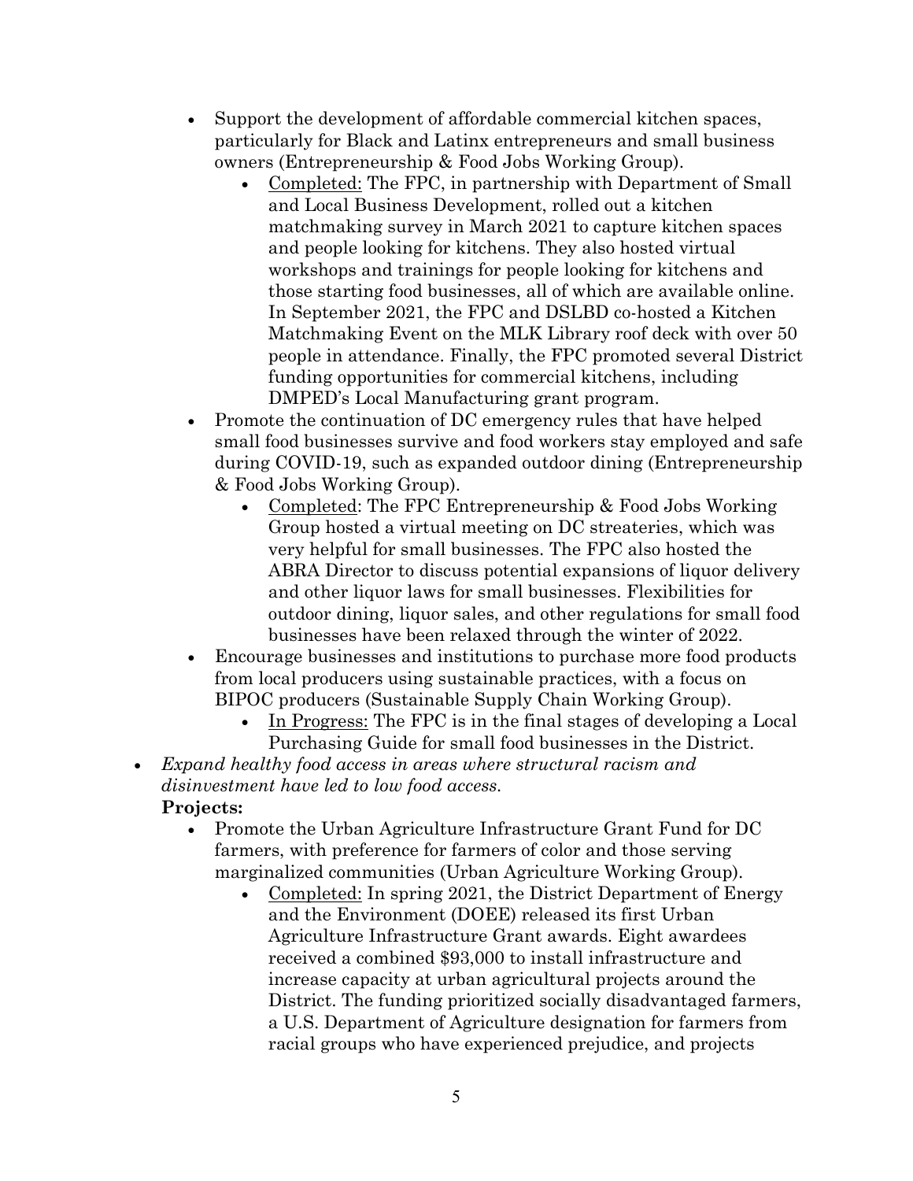- Support the development of affordable commercial kitchen spaces, particularly for Black and Latinx entrepreneurs and small business owners (Entrepreneurship & Food Jobs Working Group).
    - Completed: The FPC, in partnership with Department of Small and Local Business Development, rolled out a kitchen matchmaking survey in March 2021 to capture kitchen spaces and people looking for kitchens. They also hosted virtual workshops and trainings for people looking for kitchens and those starting food businesses, all of which are available online. In September 2021, the FPC and DSLBD co-hosted a Kitchen Matchmaking Event on the MLK Library roof deck with over 50 people in attendance. Finally, the FPC promoted several District funding opportunities for commercial kitchens, including DMPED's Local Manufacturing grant program.
- Promote the continuation of DC emergency rules that have helped small food businesses survive and food workers stay employed and safe during COVID-19, such as expanded outdoor dining (Entrepreneurship & Food Jobs Working Group).
    - Completed: The FPC Entrepreneurship & Food Jobs Working Group hosted a virtual meeting on DC streateries, which was very helpful for small businesses. The FPC also hosted the ABRA Director to discuss potential expansions of liquor delivery and other liquor laws for small businesses. Flexibilities for outdoor dining, liquor sales, and other regulations for small food businesses have been relaxed through the winter of 2022.
- Encourage businesses and institutions to purchase more food products from local producers using sustainable practices, with a focus on BIPOC producers (Sustainable Supply Chain Working Group).
    - In Progress: The FPC is in the final stages of developing a Local Purchasing Guide for small food businesses in the District.

- *Expand healthy food access in areas where structural racism and disinvestment have led to low food access.*

  **Projects:**
    - Promote the Urban Agriculture Infrastructure Grant Fund for DC farmers, with preference for farmers of color and those serving marginalized communities (Urban Agriculture Working Group).
        - Completed: In spring 2021, the District Department of Energy and the Environment (DOEE) released its first Urban Agriculture Infrastructure Grant awards. Eight awardees received a combined $93,000 to install infrastructure and increase capacity at urban agricultural projects around the District. The funding prioritized socially disadvantaged farmers, a U.S. Department of Agriculture designation for farmers from racial groups who have experienced prejudice, and projects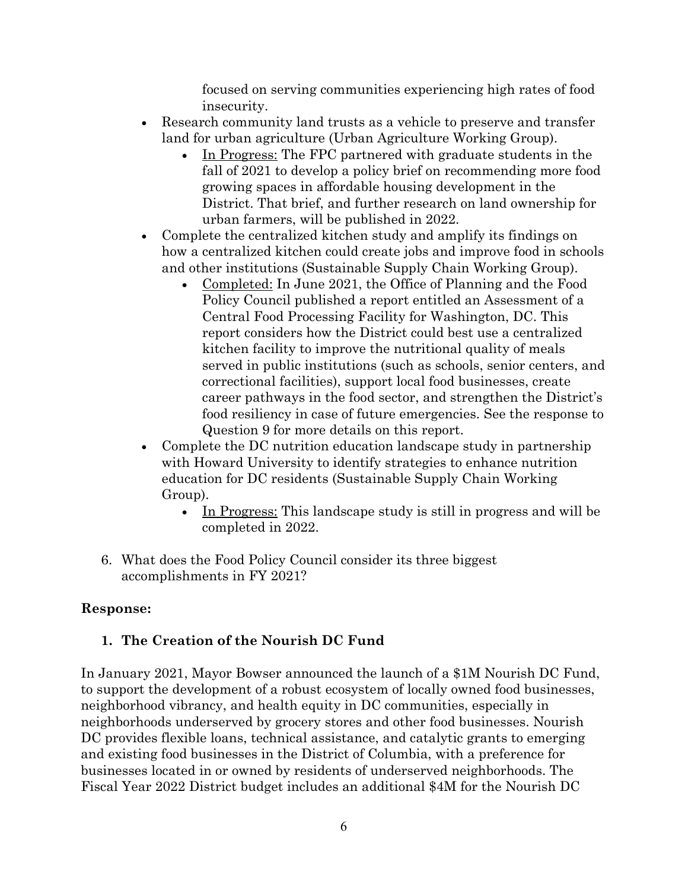focused on serving communities experiencing high rates of food insecurity.

- Research community land trusts as a vehicle to preserve and transfer land for urban agriculture (Urban Agriculture Working Group).
  - <u>In Progress:</u> The FPC partnered with graduate students in the fall of 2021 to develop a policy brief on recommending more food growing spaces in affordable housing development in the District. That brief, and further research on land ownership for urban farmers, will be published in 2022.
- Complete the centralized kitchen study and amplify its findings on how a centralized kitchen could create jobs and improve food in schools and other institutions (Sustainable Supply Chain Working Group).
  - <u>Completed:</u> In June 2021, the Office of Planning and the Food Policy Council published a report entitled an Assessment of a Central Food Processing Facility for Washington, DC. This report considers how the District could best use a centralized kitchen facility to improve the nutritional quality of meals served in public institutions (such as schools, senior centers, and correctional facilities), support local food businesses, create career pathways in the food sector, and strengthen the District's food resiliency in case of future emergencies. See the response to Question 9 for more details on this report.
- Complete the DC nutrition education landscape study in partnership with Howard University to identify strategies to enhance nutrition education for DC residents (Sustainable Supply Chain Working Group).
  - <u>In Progress:</u> This landscape study is still in progress and will be completed in 2022.

6. What does the Food Policy Council consider its three biggest accomplishments in FY 2021?

**Response:**

**1. The Creation of the Nourish DC Fund**

In January 2021, Mayor Bowser announced the launch of a $1M Nourish DC Fund, to support the development of a robust ecosystem of locally owned food businesses, neighborhood vibrancy, and health equity in DC communities, especially in neighborhoods underserved by grocery stores and other food businesses. Nourish DC provides flexible loans, technical assistance, and catalytic grants to emerging and existing food businesses in the District of Columbia, with a preference for businesses located in or owned by residents of underserved neighborhoods. The Fiscal Year 2022 District budget includes an additional $4M for the Nourish DC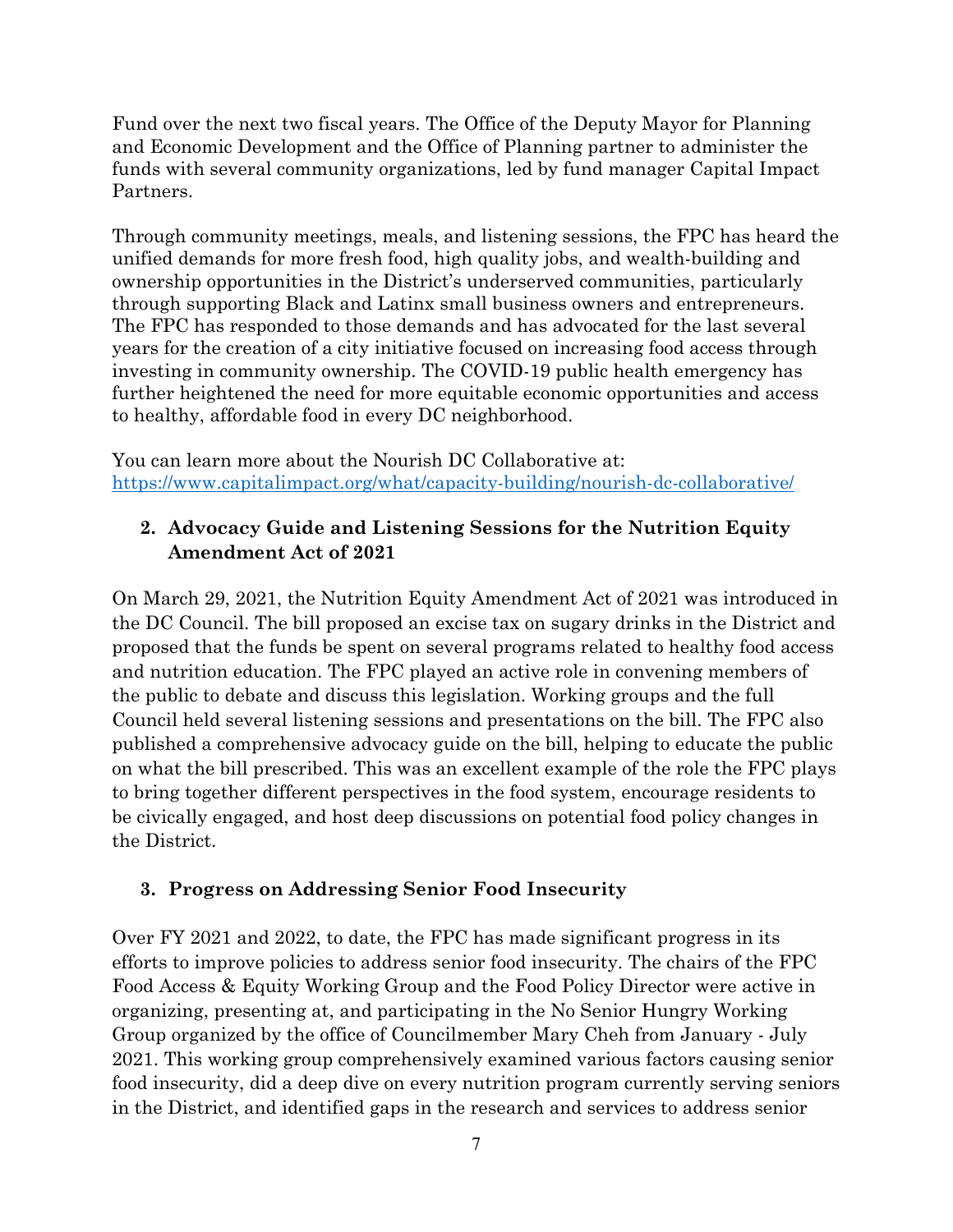Fund over the next two fiscal years. The Office of the Deputy Mayor for Planning and Economic Development and the Office of Planning partner to administer the funds with several community organizations, led by fund manager Capital Impact Partners.

Through community meetings, meals, and listening sessions, the FPC has heard the unified demands for more fresh food, high quality jobs, and wealth-building and ownership opportunities in the District's underserved communities, particularly through supporting Black and Latinx small business owners and entrepreneurs. The FPC has responded to those demands and has advocated for the last several years for the creation of a city initiative focused on increasing food access through investing in community ownership. The COVID-19 public health emergency has further heightened the need for more equitable economic opportunities and access to healthy, affordable food in every DC neighborhood.

You can learn more about the Nourish DC Collaborative at: https://www.capitalimpact.org/what/capacity-building/nourish-dc-collaborative/

2. **Advocacy Guide and Listening Sessions for the Nutrition Equity Amendment Act of 2021**

On March 29, 2021, the Nutrition Equity Amendment Act of 2021 was introduced in the DC Council. The bill proposed an excise tax on sugary drinks in the District and proposed that the funds be spent on several programs related to healthy food access and nutrition education. The FPC played an active role in convening members of the public to debate and discuss this legislation. Working groups and the full Council held several listening sessions and presentations on the bill. The FPC also published a comprehensive advocacy guide on the bill, helping to educate the public on what the bill prescribed. This was an excellent example of the role the FPC plays to bring together different perspectives in the food system, encourage residents to be civically engaged, and host deep discussions on potential food policy changes in the District.

3. **Progress on Addressing Senior Food Insecurity**

Over FY 2021 and 2022, to date, the FPC has made significant progress in its efforts to improve policies to address senior food insecurity. The chairs of the FPC Food Access & Equity Working Group and the Food Policy Director were active in organizing, presenting at, and participating in the No Senior Hungry Working Group organized by the office of Councilmember Mary Cheh from January - July 2021. This working group comprehensively examined various factors causing senior food insecurity, did a deep dive on every nutrition program currently serving seniors in the District, and identified gaps in the research and services to address senior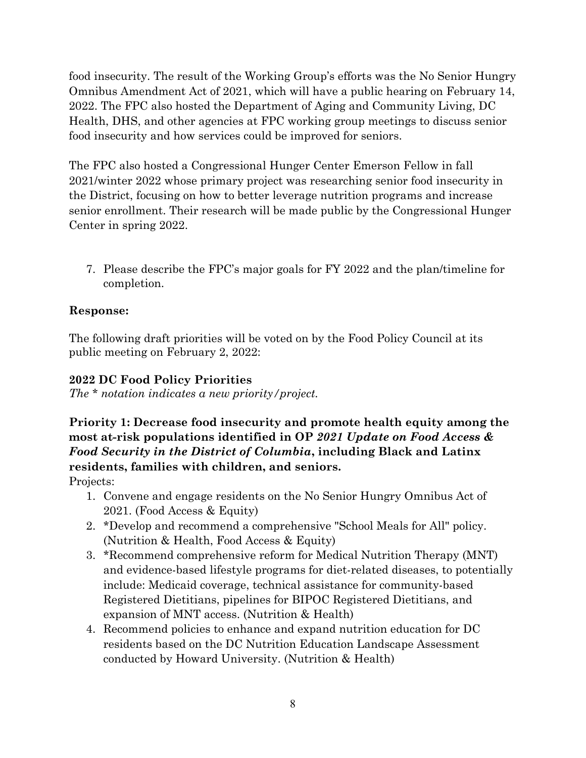food insecurity. The result of the Working Group's efforts was the No Senior Hungry Omnibus Amendment Act of 2021, which will have a public hearing on February 14, 2022. The FPC also hosted the Department of Aging and Community Living, DC Health, DHS, and other agencies at FPC working group meetings to discuss senior food insecurity and how services could be improved for seniors.

The FPC also hosted a Congressional Hunger Center Emerson Fellow in fall 2021/winter 2022 whose primary project was researching senior food insecurity in the District, focusing on how to better leverage nutrition programs and increase senior enrollment. Their research will be made public by the Congressional Hunger Center in spring 2022.

7. Please describe the FPC's major goals for FY 2022 and the plan/timeline for completion.

**Response:**

The following draft priorities will be voted on by the Food Policy Council at its public meeting on February 2, 2022:

**2022 DC Food Policy Priorities**
*The * notation indicates a new priority/project.*

**Priority 1: Decrease food insecurity and promote health equity among the most at-risk populations identified in OP *2021 Update on Food Access & Food Security in the District of Columbia*, including Black and Latinx residents, families with children, and seniors.**
Projects:

1. Convene and engage residents on the No Senior Hungry Omnibus Act of 2021. (Food Access & Equity)
2. *Develop and recommend a comprehensive "School Meals for All" policy. (Nutrition & Health, Food Access & Equity)
3. *Recommend comprehensive reform for Medical Nutrition Therapy (MNT) and evidence-based lifestyle programs for diet-related diseases, to potentially include: Medicaid coverage, technical assistance for community-based Registered Dietitians, pipelines for BIPOC Registered Dietitians, and expansion of MNT access. (Nutrition & Health)
4. Recommend policies to enhance and expand nutrition education for DC residents based on the DC Nutrition Education Landscape Assessment conducted by Howard University. (Nutrition & Health)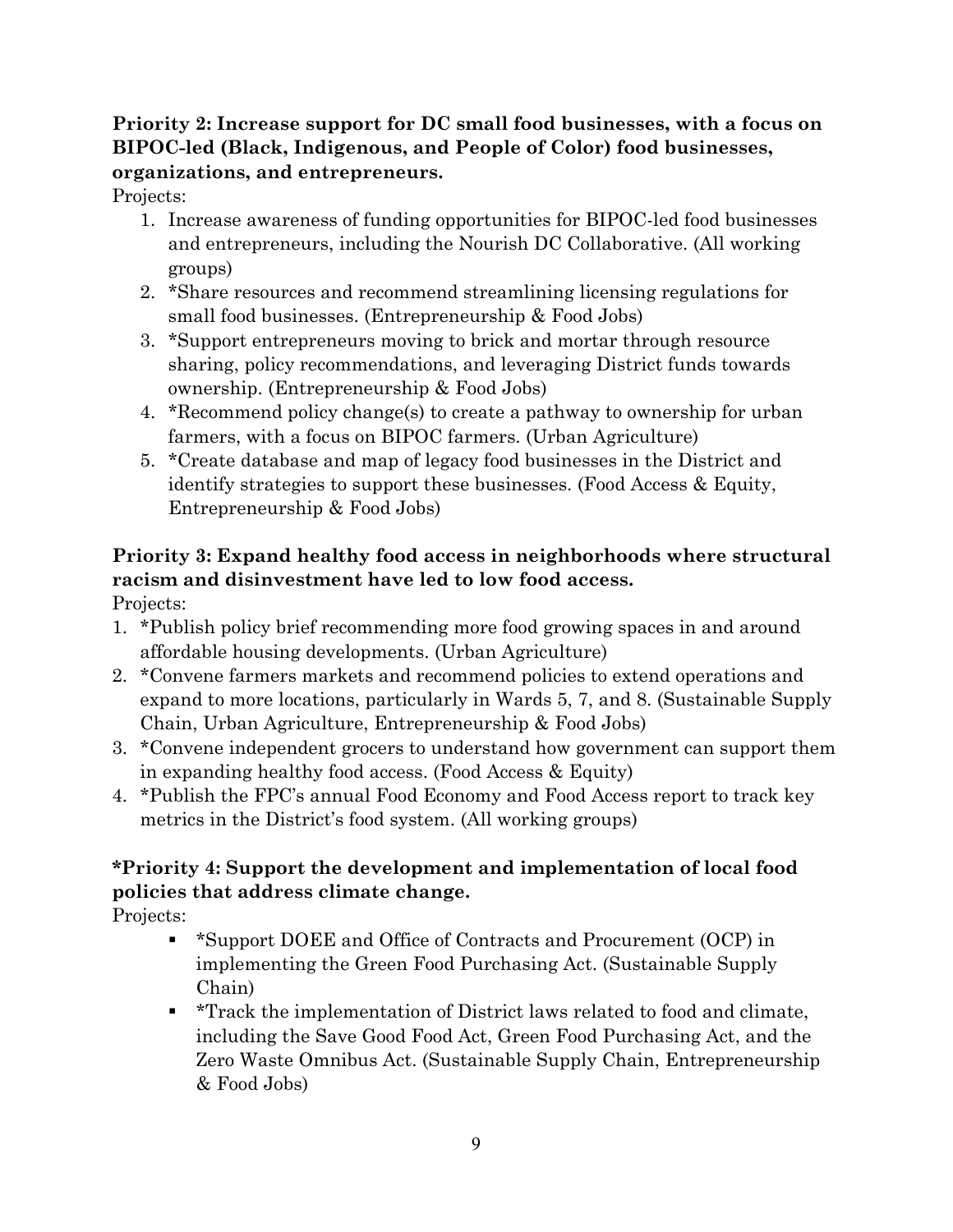**Priority 2: Increase support for DC small food businesses, with a focus on BIPOC-led (Black, Indigenous, and People of Color) food businesses, organizations, and entrepreneurs.**

Projects:

1. Increase awareness of funding opportunities for BIPOC-led food businesses and entrepreneurs, including the Nourish DC Collaborative. (All working groups)
2. *Share resources and recommend streamlining licensing regulations for small food businesses. (Entrepreneurship & Food Jobs)
3. *Support entrepreneurs moving to brick and mortar through resource sharing, policy recommendations, and leveraging District funds towards ownership. (Entrepreneurship & Food Jobs)
4. *Recommend policy change(s) to create a pathway to ownership for urban farmers, with a focus on BIPOC farmers. (Urban Agriculture)
5. *Create database and map of legacy food businesses in the District and identify strategies to support these businesses. (Food Access & Equity, Entrepreneurship & Food Jobs)

**Priority 3: Expand healthy food access in neighborhoods where structural racism and disinvestment have led to low food access.**

Projects:

1. *Publish policy brief recommending more food growing spaces in and around affordable housing developments. (Urban Agriculture)
2. *Convene farmers markets and recommend policies to extend operations and expand to more locations, particularly in Wards 5, 7, and 8. (Sustainable Supply Chain, Urban Agriculture, Entrepreneurship & Food Jobs)
3. *Convene independent grocers to understand how government can support them in expanding healthy food access. (Food Access & Equity)
4. *Publish the FPC's annual Food Economy and Food Access report to track key metrics in the District's food system. (All working groups)

**\*Priority 4: Support the development and implementation of local food policies that address climate change.**

Projects:

- *Support DOEE and Office of Contracts and Procurement (OCP) in implementing the Green Food Purchasing Act. (Sustainable Supply Chain)
- *Track the implementation of District laws related to food and climate, including the Save Good Food Act, Green Food Purchasing Act, and the Zero Waste Omnibus Act. (Sustainable Supply Chain, Entrepreneurship & Food Jobs)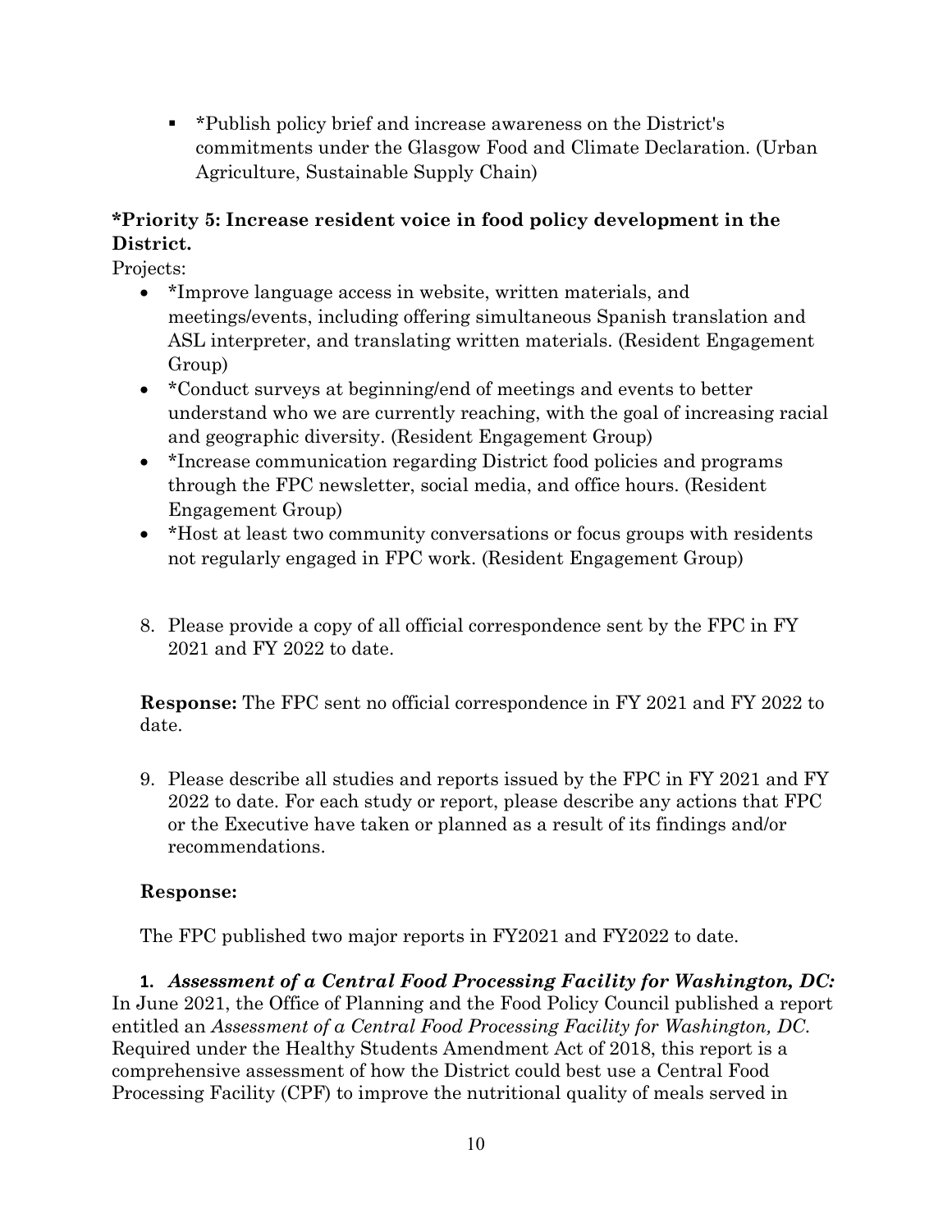- *Publish policy brief and increase awareness on the District's commitments under the Glasgow Food and Climate Declaration. (Urban Agriculture, Sustainable Supply Chain)

**\*Priority 5: Increase resident voice in food policy development in the District.**

Projects:

- *Improve language access in website, written materials, and meetings/events, including offering simultaneous Spanish translation and ASL interpreter, and translating written materials. (Resident Engagement Group)
- *Conduct surveys at beginning/end of meetings and events to better understand who we are currently reaching, with the goal of increasing racial and geographic diversity. (Resident Engagement Group)
- *Increase communication regarding District food policies and programs through the FPC newsletter, social media, and office hours. (Resident Engagement Group)
- *Host at least two community conversations or focus groups with residents not regularly engaged in FPC work. (Resident Engagement Group)

8. Please provide a copy of all official correspondence sent by the FPC in FY 2021 and FY 2022 to date.

**Response:** The FPC sent no official correspondence in FY 2021 and FY 2022 to date.

9. Please describe all studies and reports issued by the FPC in FY 2021 and FY 2022 to date. For each study or report, please describe any actions that FPC or the Executive have taken or planned as a result of its findings and/or recommendations.

**Response:**

The FPC published two major reports in FY2021 and FY2022 to date.

**1.** ***Assessment of a Central Food Processing Facility for Washington, DC:*** In June 2021, the Office of Planning and the Food Policy Council published a report entitled an *Assessment of a Central Food Processing Facility for Washington, DC.* Required under the Healthy Students Amendment Act of 2018, this report is a comprehensive assessment of how the District could best use a Central Food Processing Facility (CPF) to improve the nutritional quality of meals served in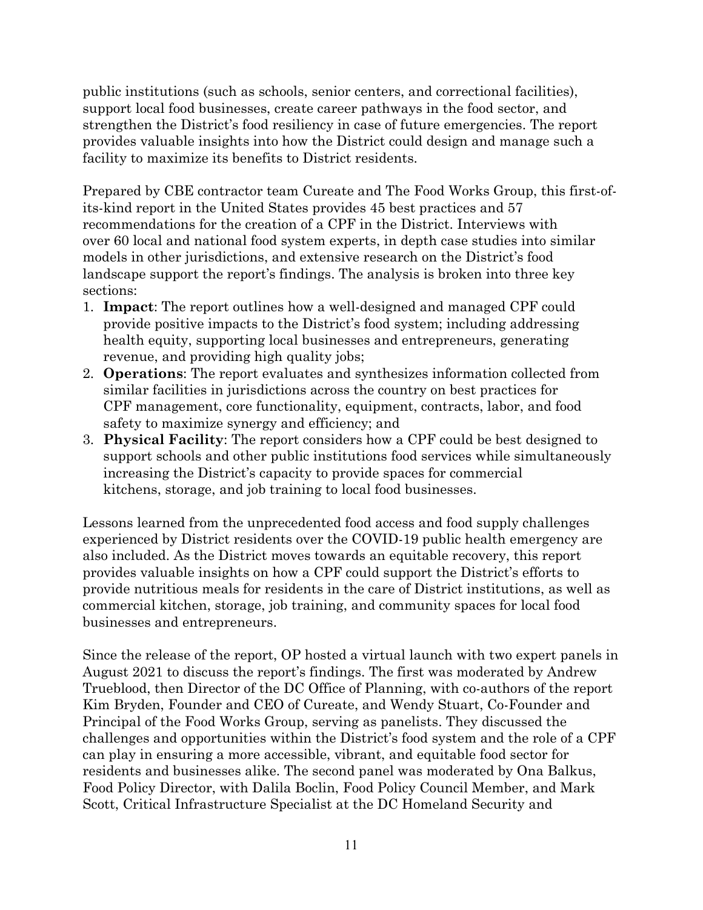public institutions (such as schools, senior centers, and correctional facilities), support local food businesses, create career pathways in the food sector, and strengthen the District's food resiliency in case of future emergencies. The report provides valuable insights into how the District could design and manage such a facility to maximize its benefits to District residents.

Prepared by CBE contractor team Cureate and The Food Works Group, this first-of-its-kind report in the United States provides 45 best practices and 57 recommendations for the creation of a CPF in the District. Interviews with over 60 local and national food system experts, in depth case studies into similar models in other jurisdictions, and extensive research on the District's food landscape support the report's findings. The analysis is broken into three key sections:

1. **Impact**: The report outlines how a well-designed and managed CPF could provide positive impacts to the District's food system; including addressing health equity, supporting local businesses and entrepreneurs, generating revenue, and providing high quality jobs;
2. **Operations**: The report evaluates and synthesizes information collected from similar facilities in jurisdictions across the country on best practices for CPF management, core functionality, equipment, contracts, labor, and food safety to maximize synergy and efficiency; and
3. **Physical Facility**: The report considers how a CPF could be best designed to support schools and other public institutions food services while simultaneously increasing the District's capacity to provide spaces for commercial kitchens, storage, and job training to local food businesses.

Lessons learned from the unprecedented food access and food supply challenges experienced by District residents over the COVID-19 public health emergency are also included. As the District moves towards an equitable recovery, this report provides valuable insights on how a CPF could support the District's efforts to provide nutritious meals for residents in the care of District institutions, as well as commercial kitchen, storage, job training, and community spaces for local food businesses and entrepreneurs.

Since the release of the report, OP hosted a virtual launch with two expert panels in August 2021 to discuss the report's findings. The first was moderated by Andrew Trueblood, then Director of the DC Office of Planning, with co-authors of the report Kim Bryden, Founder and CEO of Cureate, and Wendy Stuart, Co-Founder and Principal of the Food Works Group, serving as panelists. They discussed the challenges and opportunities within the District's food system and the role of a CPF can play in ensuring a more accessible, vibrant, and equitable food sector for residents and businesses alike. The second panel was moderated by Ona Balkus, Food Policy Director, with Dalila Boclin, Food Policy Council Member, and Mark Scott, Critical Infrastructure Specialist at the DC Homeland Security and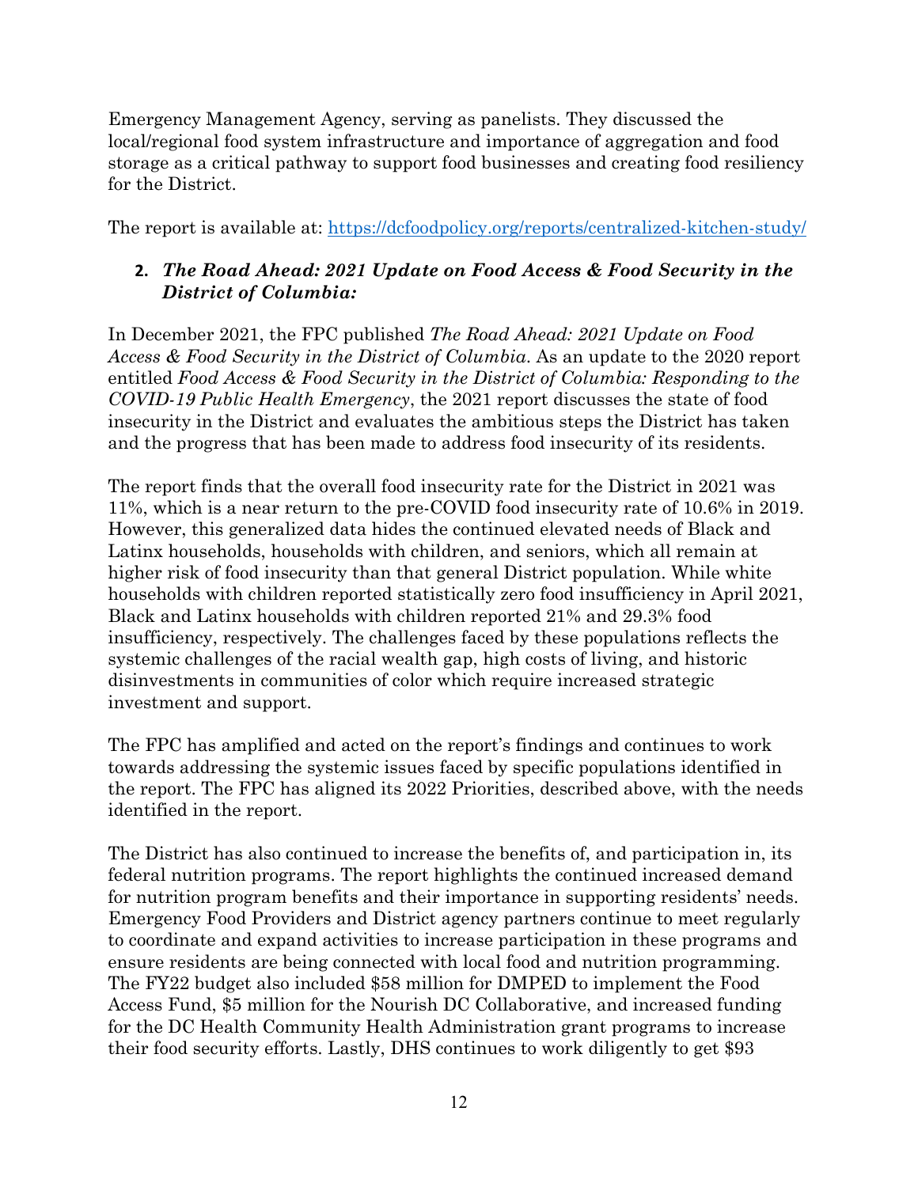Emergency Management Agency, serving as panelists. They discussed the local/regional food system infrastructure and importance of aggregation and food storage as a critical pathway to support food businesses and creating food resiliency for the District.

The report is available at: https://dcfoodpolicy.org/reports/centralized-kitchen-study/

2. ***The Road Ahead: 2021 Update on Food Access & Food Security in the District of Columbia:***

In December 2021, the FPC published *The Road Ahead: 2021 Update on Food Access & Food Security in the District of Columbia*. As an update to the 2020 report entitled *Food Access & Food Security in the District of Columbia: Responding to the COVID-19 Public Health Emergency*, the 2021 report discusses the state of food insecurity in the District and evaluates the ambitious steps the District has taken and the progress that has been made to address food insecurity of its residents.

The report finds that the overall food insecurity rate for the District in 2021 was 11%, which is a near return to the pre-COVID food insecurity rate of 10.6% in 2019. However, this generalized data hides the continued elevated needs of Black and Latinx households, households with children, and seniors, which all remain at higher risk of food insecurity than that general District population. While white households with children reported statistically zero food insufficiency in April 2021, Black and Latinx households with children reported 21% and 29.3% food insufficiency, respectively. The challenges faced by these populations reflects the systemic challenges of the racial wealth gap, high costs of living, and historic disinvestments in communities of color which require increased strategic investment and support.

The FPC has amplified and acted on the report's findings and continues to work towards addressing the systemic issues faced by specific populations identified in the report. The FPC has aligned its 2022 Priorities, described above, with the needs identified in the report.

The District has also continued to increase the benefits of, and participation in, its federal nutrition programs. The report highlights the continued increased demand for nutrition program benefits and their importance in supporting residents' needs. Emergency Food Providers and District agency partners continue to meet regularly to coordinate and expand activities to increase participation in these programs and ensure residents are being connected with local food and nutrition programming. The FY22 budget also included $58 million for DMPED to implement the Food Access Fund, $5 million for the Nourish DC Collaborative, and increased funding for the DC Health Community Health Administration grant programs to increase their food security efforts. Lastly, DHS continues to work diligently to get $93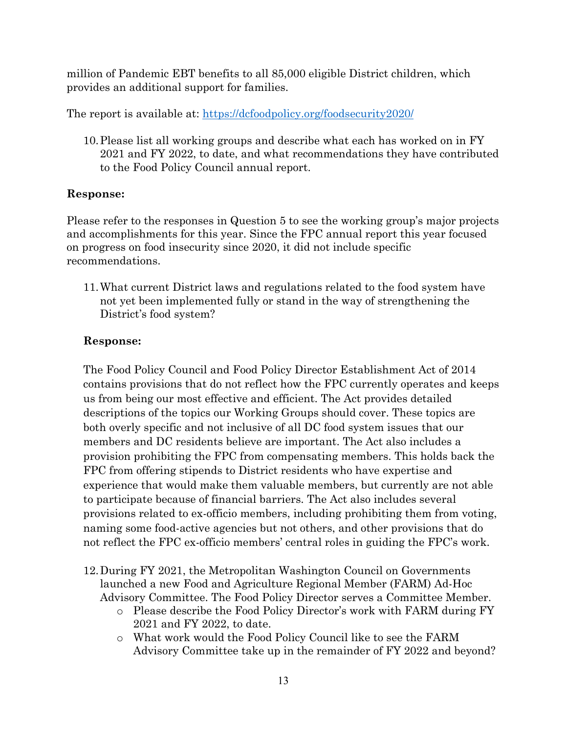million of Pandemic EBT benefits to all 85,000 eligible District children, which provides an additional support for families.

The report is available at: https://dcfoodpolicy.org/foodsecurity2020/

10. Please list all working groups and describe what each has worked on in FY 2021 and FY 2022, to date, and what recommendations they have contributed to the Food Policy Council annual report.

**Response:**

Please refer to the responses in Question 5 to see the working group's major projects and accomplishments for this year. Since the FPC annual report this year focused on progress on food insecurity since 2020, it did not include specific recommendations.

11. What current District laws and regulations related to the food system have not yet been implemented fully or stand in the way of strengthening the District's food system?

**Response:**

The Food Policy Council and Food Policy Director Establishment Act of 2014 contains provisions that do not reflect how the FPC currently operates and keeps us from being our most effective and efficient. The Act provides detailed descriptions of the topics our Working Groups should cover. These topics are both overly specific and not inclusive of all DC food system issues that our members and DC residents believe are important. The Act also includes a provision prohibiting the FPC from compensating members. This holds back the FPC from offering stipends to District residents who have expertise and experience that would make them valuable members, but currently are not able to participate because of financial barriers. The Act also includes several provisions related to ex-officio members, including prohibiting them from voting, naming some food-active agencies but not others, and other provisions that do not reflect the FPC ex-officio members' central roles in guiding the FPC's work.

12. During FY 2021, the Metropolitan Washington Council on Governments launched a new Food and Agriculture Regional Member (FARM) Ad-Hoc Advisory Committee. The Food Policy Director serves a Committee Member.
    - Please describe the Food Policy Director's work with FARM during FY 2021 and FY 2022, to date.
    - What work would the Food Policy Council like to see the FARM Advisory Committee take up in the remainder of FY 2022 and beyond?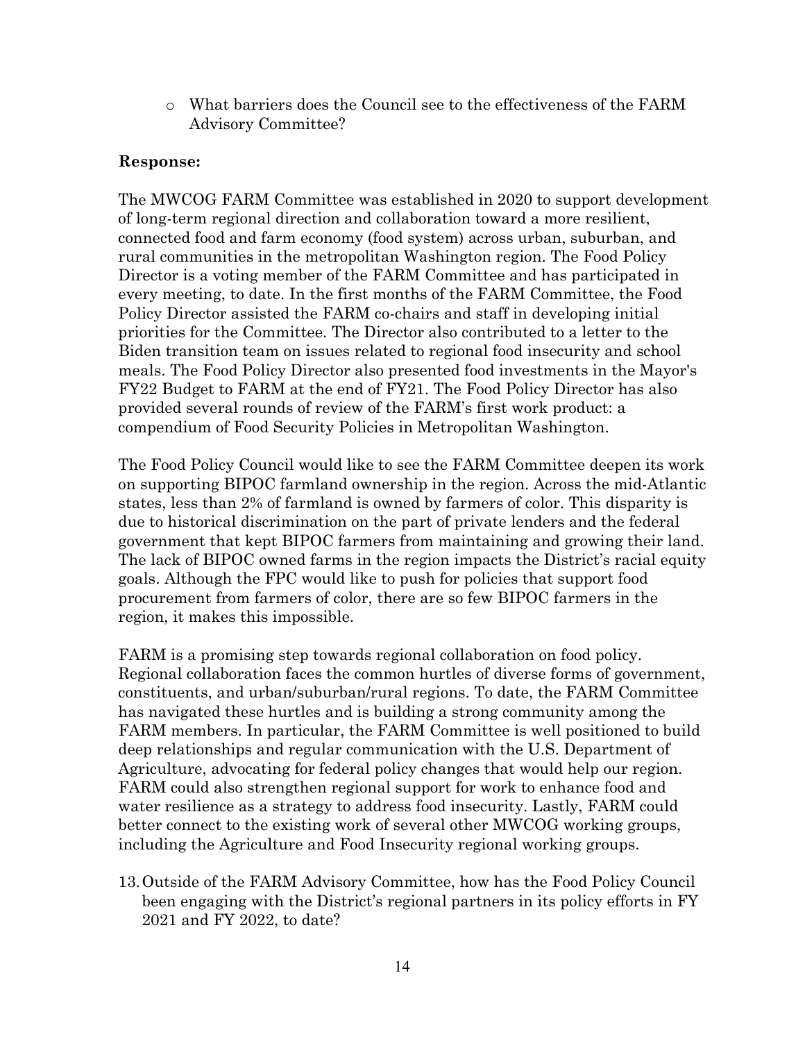- What barriers does the Council see to the effectiveness of the FARM Advisory Committee?

**Response:**

The MWCOG FARM Committee was established in 2020 to support development of long-term regional direction and collaboration toward a more resilient, connected food and farm economy (food system) across urban, suburban, and rural communities in the metropolitan Washington region. The Food Policy Director is a voting member of the FARM Committee and has participated in every meeting, to date. In the first months of the FARM Committee, the Food Policy Director assisted the FARM co-chairs and staff in developing initial priorities for the Committee. The Director also contributed to a letter to the Biden transition team on issues related to regional food insecurity and school meals. The Food Policy Director also presented food investments in the Mayor's FY22 Budget to FARM at the end of FY21. The Food Policy Director has also provided several rounds of review of the FARM's first work product: a compendium of Food Security Policies in Metropolitan Washington.

The Food Policy Council would like to see the FARM Committee deepen its work on supporting BIPOC farmland ownership in the region. Across the mid-Atlantic states, less than 2% of farmland is owned by farmers of color. This disparity is due to historical discrimination on the part of private lenders and the federal government that kept BIPOC farmers from maintaining and growing their land. The lack of BIPOC owned farms in the region impacts the District's racial equity goals. Although the FPC would like to push for policies that support food procurement from farmers of color, there are so few BIPOC farmers in the region, it makes this impossible.

FARM is a promising step towards regional collaboration on food policy. Regional collaboration faces the common hurtles of diverse forms of government, constituents, and urban/suburban/rural regions. To date, the FARM Committee has navigated these hurtles and is building a strong community among the FARM members. In particular, the FARM Committee is well positioned to build deep relationships and regular communication with the U.S. Department of Agriculture, advocating for federal policy changes that would help our region. FARM could also strengthen regional support for work to enhance food and water resilience as a strategy to address food insecurity. Lastly, FARM could better connect to the existing work of several other MWCOG working groups, including the Agriculture and Food Insecurity regional working groups.

13. Outside of the FARM Advisory Committee, how has the Food Policy Council been engaging with the District's regional partners in its policy efforts in FY 2021 and FY 2022, to date?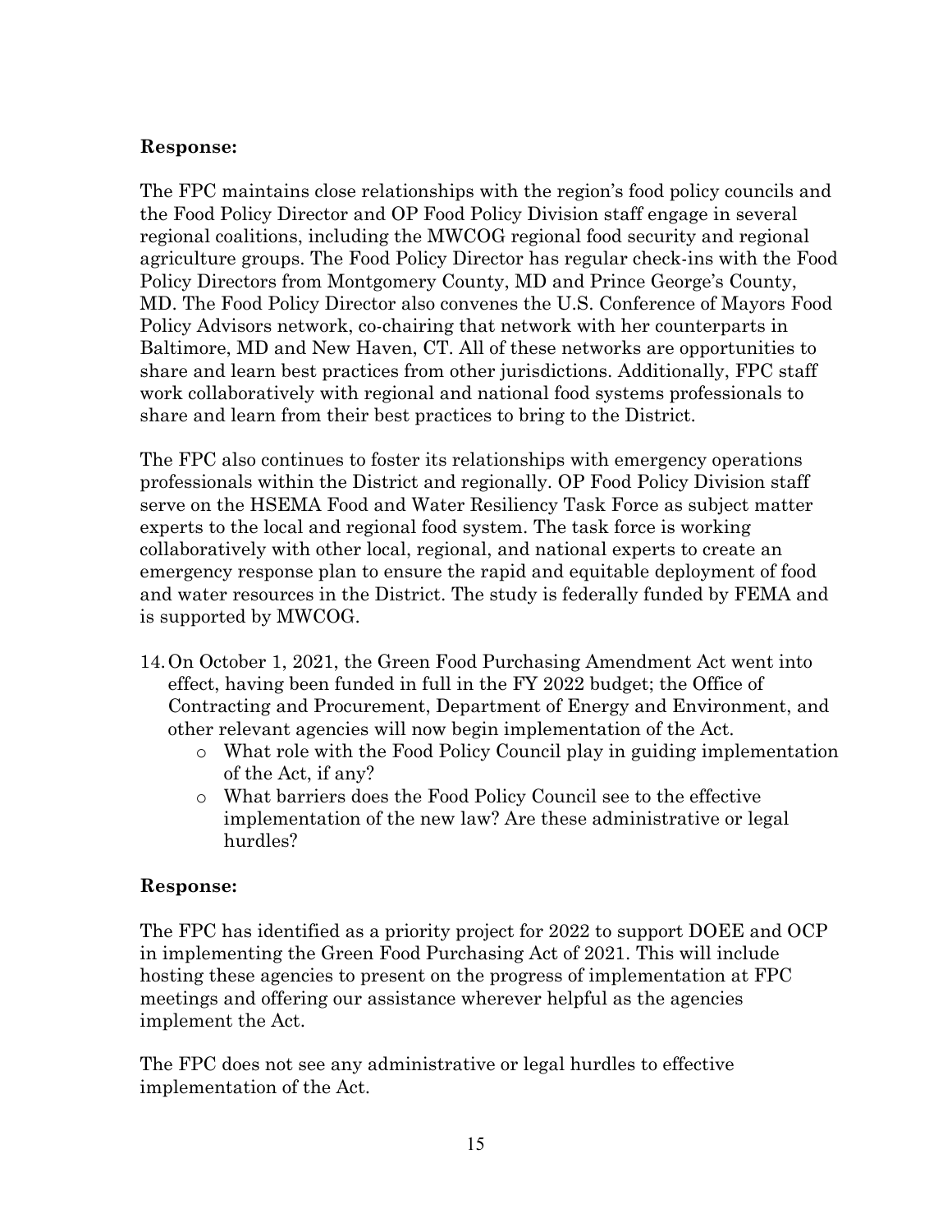**Response:**

The FPC maintains close relationships with the region's food policy councils and the Food Policy Director and OP Food Policy Division staff engage in several regional coalitions, including the MWCOG regional food security and regional agriculture groups. The Food Policy Director has regular check-ins with the Food Policy Directors from Montgomery County, MD and Prince George's County, MD. The Food Policy Director also convenes the U.S. Conference of Mayors Food Policy Advisors network, co-chairing that network with her counterparts in Baltimore, MD and New Haven, CT. All of these networks are opportunities to share and learn best practices from other jurisdictions. Additionally, FPC staff work collaboratively with regional and national food systems professionals to share and learn from their best practices to bring to the District.

The FPC also continues to foster its relationships with emergency operations professionals within the District and regionally. OP Food Policy Division staff serve on the HSEMA Food and Water Resiliency Task Force as subject matter experts to the local and regional food system. The task force is working collaboratively with other local, regional, and national experts to create an emergency response plan to ensure the rapid and equitable deployment of food and water resources in the District. The study is federally funded by FEMA and is supported by MWCOG.

14. On October 1, 2021, the Green Food Purchasing Amendment Act went into effect, having been funded in full in the FY 2022 budget; the Office of Contracting and Procurement, Department of Energy and Environment, and other relevant agencies will now begin implementation of the Act.
    - What role with the Food Policy Council play in guiding implementation of the Act, if any?
    - What barriers does the Food Policy Council see to the effective implementation of the new law? Are these administrative or legal hurdles?

**Response:**

The FPC has identified as a priority project for 2022 to support DOEE and OCP in implementing the Green Food Purchasing Act of 2021. This will include hosting these agencies to present on the progress of implementation at FPC meetings and offering our assistance wherever helpful as the agencies implement the Act.

The FPC does not see any administrative or legal hurdles to effective implementation of the Act.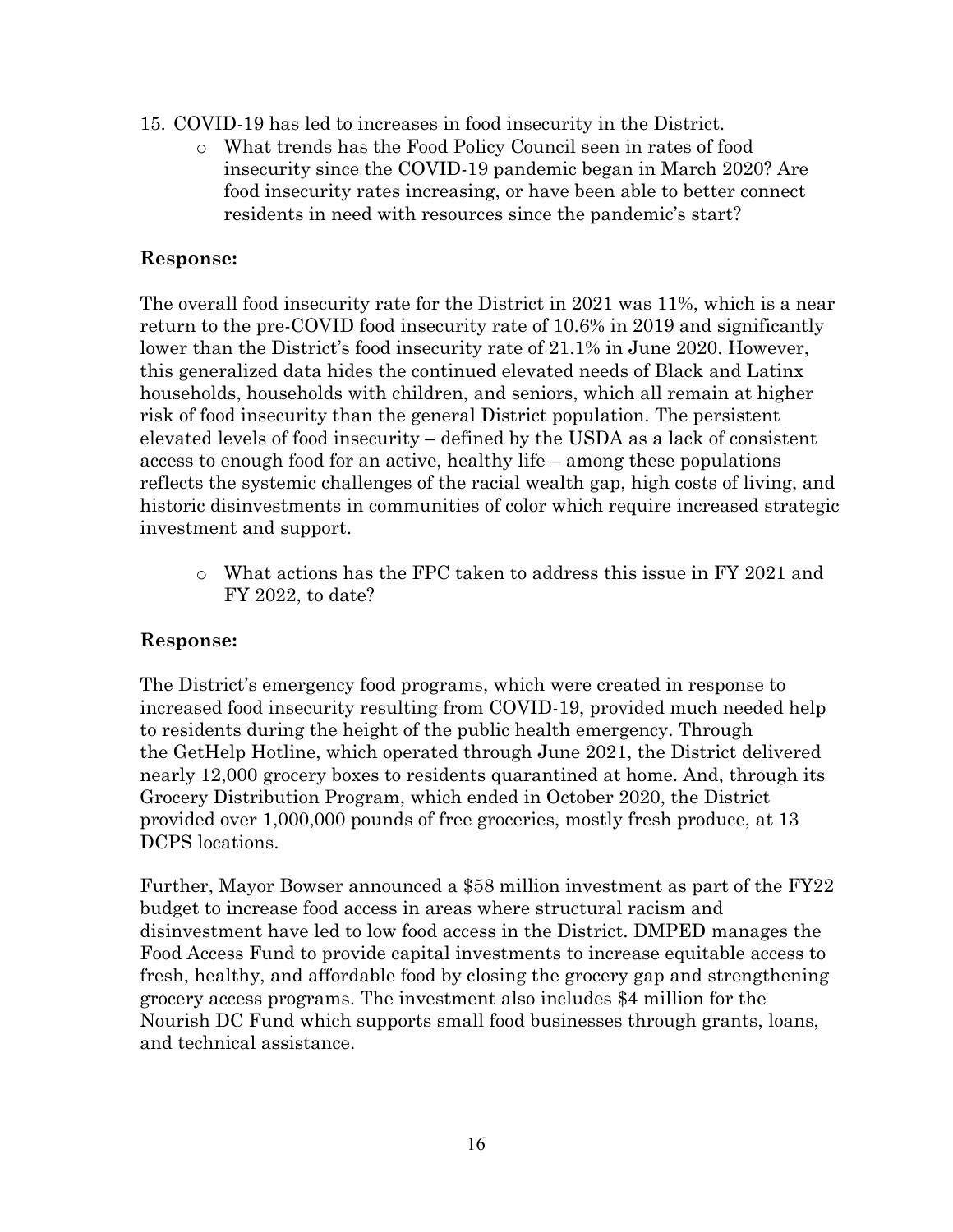15. COVID-19 has led to increases in food insecurity in the District.
    - What trends has the Food Policy Council seen in rates of food insecurity since the COVID-19 pandemic began in March 2020? Are food insecurity rates increasing, or have been able to better connect residents in need with resources since the pandemic's start?

**Response:**

The overall food insecurity rate for the District in 2021 was 11%, which is a near return to the pre-COVID food insecurity rate of 10.6% in 2019 and significantly lower than the District's food insecurity rate of 21.1% in June 2020. However, this generalized data hides the continued elevated needs of Black and Latinx households, households with children, and seniors, which all remain at higher risk of food insecurity than the general District population. The persistent elevated levels of food insecurity – defined by the USDA as a lack of consistent access to enough food for an active, healthy life – among these populations reflects the systemic challenges of the racial wealth gap, high costs of living, and historic disinvestments in communities of color which require increased strategic investment and support.

- What actions has the FPC taken to address this issue in FY 2021 and FY 2022, to date?

**Response:**

The District's emergency food programs, which were created in response to increased food insecurity resulting from COVID-19, provided much needed help to residents during the height of the public health emergency. Through the GetHelp Hotline, which operated through June 2021, the District delivered nearly 12,000 grocery boxes to residents quarantined at home. And, through its Grocery Distribution Program, which ended in October 2020, the District provided over 1,000,000 pounds of free groceries, mostly fresh produce, at 13 DCPS locations.

Further, Mayor Bowser announced a $58 million investment as part of the FY22 budget to increase food access in areas where structural racism and disinvestment have led to low food access in the District. DMPED manages the Food Access Fund to provide capital investments to increase equitable access to fresh, healthy, and affordable food by closing the grocery gap and strengthening grocery access programs. The investment also includes $4 million for the Nourish DC Fund which supports small food businesses through grants, loans, and technical assistance.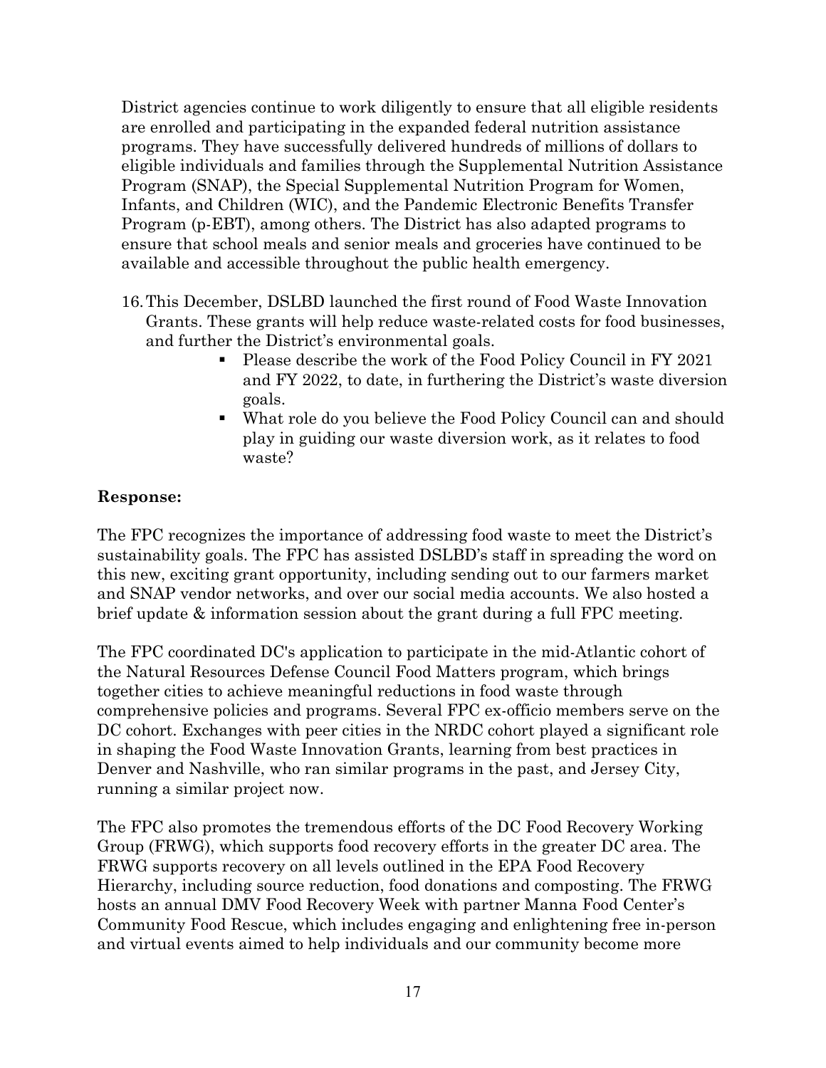District agencies continue to work diligently to ensure that all eligible residents are enrolled and participating in the expanded federal nutrition assistance programs. They have successfully delivered hundreds of millions of dollars to eligible individuals and families through the Supplemental Nutrition Assistance Program (SNAP), the Special Supplemental Nutrition Program for Women, Infants, and Children (WIC), and the Pandemic Electronic Benefits Transfer Program (p-EBT), among others. The District has also adapted programs to ensure that school meals and senior meals and groceries have continued to be available and accessible throughout the public health emergency.

16. This December, DSLBD launched the first round of Food Waste Innovation Grants. These grants will help reduce waste-related costs for food businesses, and further the District's environmental goals.
    - Please describe the work of the Food Policy Council in FY 2021 and FY 2022, to date, in furthering the District's waste diversion goals.
    - What role do you believe the Food Policy Council can and should play in guiding our waste diversion work, as it relates to food waste?

**Response:**

The FPC recognizes the importance of addressing food waste to meet the District's sustainability goals. The FPC has assisted DSLBD's staff in spreading the word on this new, exciting grant opportunity, including sending out to our farmers market and SNAP vendor networks, and over our social media accounts. We also hosted a brief update & information session about the grant during a full FPC meeting.

The FPC coordinated DC's application to participate in the mid-Atlantic cohort of the Natural Resources Defense Council Food Matters program, which brings together cities to achieve meaningful reductions in food waste through comprehensive policies and programs. Several FPC ex-officio members serve on the DC cohort. Exchanges with peer cities in the NRDC cohort played a significant role in shaping the Food Waste Innovation Grants, learning from best practices in Denver and Nashville, who ran similar programs in the past, and Jersey City, running a similar project now.

The FPC also promotes the tremendous efforts of the DC Food Recovery Working Group (FRWG), which supports food recovery efforts in the greater DC area. The FRWG supports recovery on all levels outlined in the EPA Food Recovery Hierarchy, including source reduction, food donations and composting. The FRWG hosts an annual DMV Food Recovery Week with partner Manna Food Center's Community Food Rescue, which includes engaging and enlightening free in-person and virtual events aimed to help individuals and our community become more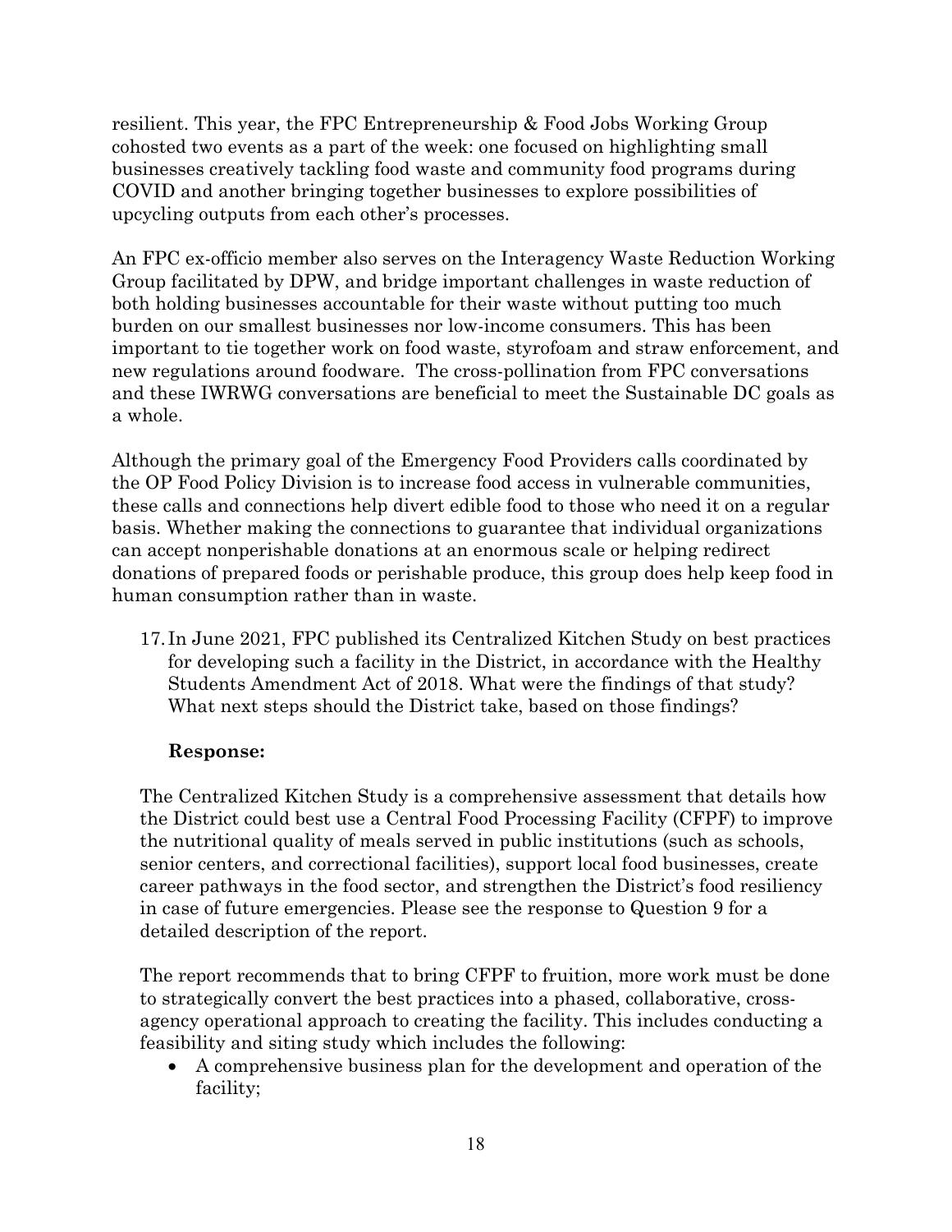resilient. This year, the FPC Entrepreneurship & Food Jobs Working Group cohosted two events as a part of the week: one focused on highlighting small businesses creatively tackling food waste and community food programs during COVID and another bringing together businesses to explore possibilities of upcycling outputs from each other's processes.

An FPC ex-officio member also serves on the Interagency Waste Reduction Working Group facilitated by DPW, and bridge important challenges in waste reduction of both holding businesses accountable for their waste without putting too much burden on our smallest businesses nor low-income consumers. This has been important to tie together work on food waste, styrofoam and straw enforcement, and new regulations around foodware. The cross-pollination from FPC conversations and these IWRWG conversations are beneficial to meet the Sustainable DC goals as a whole.

Although the primary goal of the Emergency Food Providers calls coordinated by the OP Food Policy Division is to increase food access in vulnerable communities, these calls and connections help divert edible food to those who need it on a regular basis. Whether making the connections to guarantee that individual organizations can accept nonperishable donations at an enormous scale or helping redirect donations of prepared foods or perishable produce, this group does help keep food in human consumption rather than in waste.

17. In June 2021, FPC published its Centralized Kitchen Study on best practices for developing such a facility in the District, in accordance with the Healthy Students Amendment Act of 2018. What were the findings of that study? What next steps should the District take, based on those findings?

   **Response:**

   The Centralized Kitchen Study is a comprehensive assessment that details how the District could best use a Central Food Processing Facility (CFPF) to improve the nutritional quality of meals served in public institutions (such as schools, senior centers, and correctional facilities), support local food businesses, create career pathways in the food sector, and strengthen the District's food resiliency in case of future emergencies. Please see the response to Question 9 for a detailed description of the report.

   The report recommends that to bring CFPF to fruition, more work must be done to strategically convert the best practices into a phased, collaborative, cross-agency operational approach to creating the facility. This includes conducting a feasibility and siting study which includes the following:

   - A comprehensive business plan for the development and operation of the facility;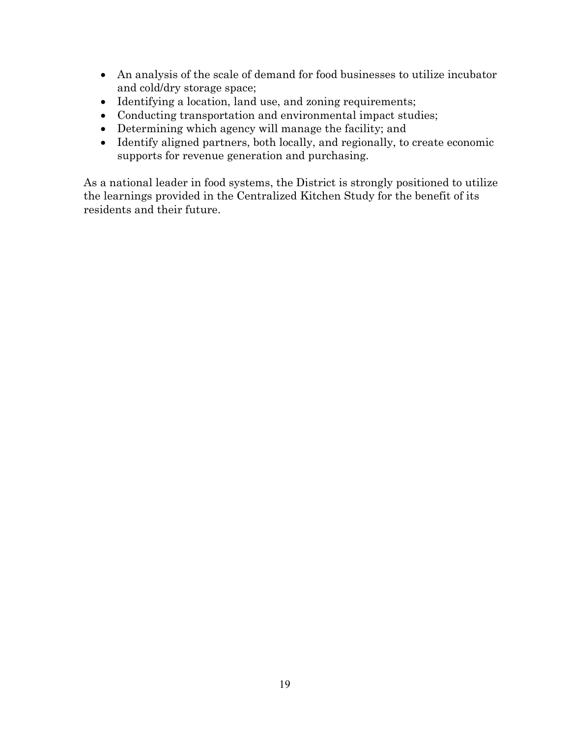- An analysis of the scale of demand for food businesses to utilize incubator and cold/dry storage space;
- Identifying a location, land use, and zoning requirements;
- Conducting transportation and environmental impact studies;
- Determining which agency will manage the facility; and
- Identify aligned partners, both locally, and regionally, to create economic supports for revenue generation and purchasing.

As a national leader in food systems, the District is strongly positioned to utilize the learnings provided in the Centralized Kitchen Study for the benefit of its residents and their future.